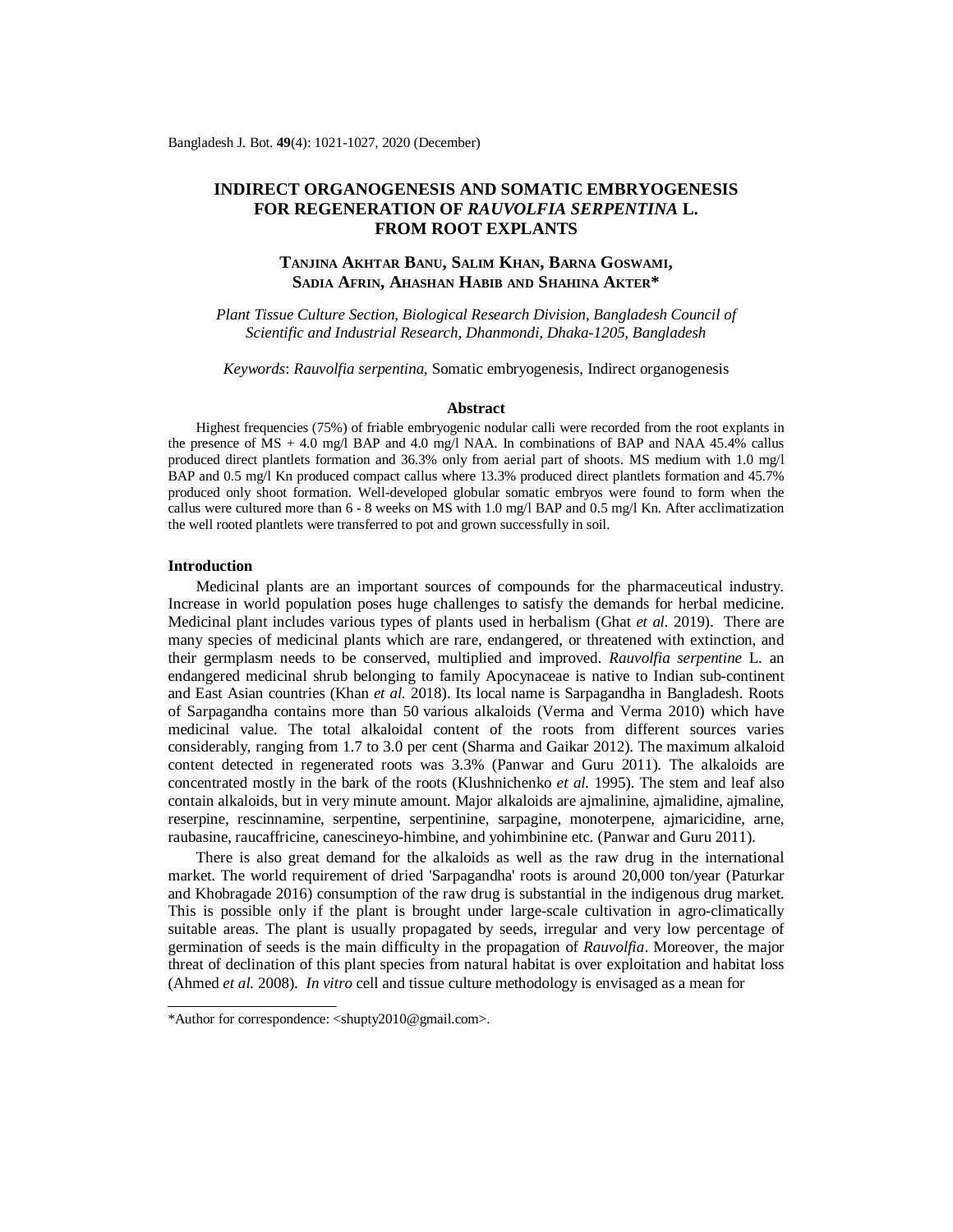# INDIRECT ORGANOGENESIS AND SOMATIC EMBRYOGENESIS FOR REGENERATION OF *RAUVOLFIA SERPENTINA* L. FROM ROOT EXPLANTS

**Tanjina Akhtar Banu, Salim Khan, Barna Goswami, Sadia Afrin, Ahashan Habib and Shahina Akter***

*Plant Tissue Culture Section, Biological Research Division, Bangladesh Council of Scientific and Industrial Research, Dhanmondi, Dhaka-1205, Bangladesh*

*Keywords*: *Rauvolfia serpentina*, Somatic embryogenesis, Indirect organogenesis

## Abstract

Highest frequencies (75%) of friable embryogenic nodular calli were recorded from the root explants in the presence of MS + 4.0 mg/l BAP and 4.0 mg/l NAA. In combinations of BAP and NAA 45.4% callus produced direct plantlets formation and 36.3% only from aerial part of shoots. MS medium with 1.0 mg/l BAP and 0.5 mg/l Kn produced compact callus where 13.3% produced direct plantlets formation and 45.7% produced only shoot formation. Well-developed globular somatic embryos were found to form when the callus were cultured more than 6 - 8 weeks on MS with 1.0 mg/l BAP and 0.5 mg/l Kn. After acclimatization the well rooted plantlets were transferred to pot and grown successfully in soil.

## Introduction

Medicinal plants are an important sources of compounds for the pharmaceutical industry. Increase in world population poses huge challenges to satisfy the demands for herbal medicine. Medicinal plant includes various types of plants used in herbalism (Ghat *et al.* 2019). There are many species of medicinal plants which are rare, endangered, or threatened with extinction, and their germplasm needs to be conserved, multiplied and improved. *Rauvolfia serpentine* L. an endangered medicinal shrub belonging to family Apocynaceae is native to Indian sub-continent and East Asian countries (Khan *et al.* 2018). Its local name is Sarpagandha in Bangladesh. Roots of Sarpagandha contains more than 50 various alkaloids (Verma and Verma 2010) which have medicinal value. The total alkaloidal content of the roots from different sources varies considerably, ranging from 1.7 to 3.0 per cent (Sharma and Gaikar 2012). The maximum alkaloid content detected in regenerated roots was 3.3% (Panwar and Guru 2011). The alkaloids are concentrated mostly in the bark of the roots (Klushnichenko *et al.* 1995). The stem and leaf also contain alkaloids, but in very minute amount. Major alkaloids are ajmalinine, ajmalidine, ajmaline, reserpine, rescinnamine, serpentine, serpentinine, sarpagine, monoterpene, ajmaricidine, arne, raubasine, raucaffricine, canescineyo-himbine, and yohimbinine etc. (Panwar and Guru 2011).

There is also great demand for the alkaloids as well as the raw drug in the international market. The world requirement of dried 'Sarpagandha' roots is around 20,000 ton/year (Paturkar and Khobragade 2016) consumption of the raw drug is substantial in the indigenous drug market. This is possible only if the plant is brought under large-scale cultivation in agro-climatically suitable areas. The plant is usually propagated by seeds, irregular and very low percentage of germination of seeds is the main difficulty in the propagation of *Rauvolfia*. Moreover, the major threat of declination of this plant species from natural habitat is over exploitation and habitat loss (Ahmed *et al.* 2008). *In vitro* cell and tissue culture methodology is envisaged as a mean for

*Author for correspondence: <shupty2010@gmail.com>.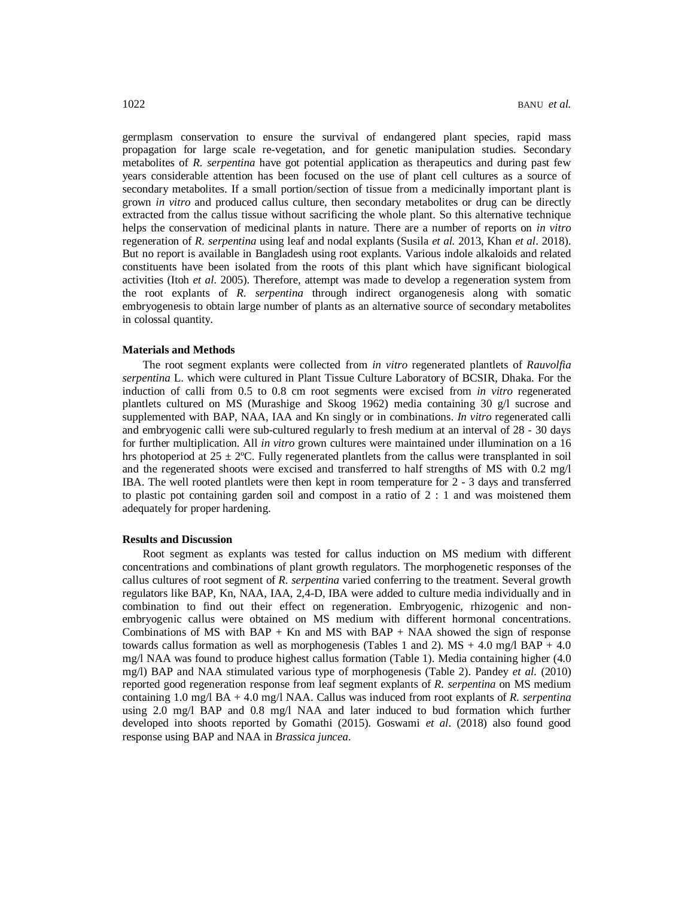germplasm conservation to ensure the survival of endangered plant species, rapid mass propagation for large scale re-vegetation, and for genetic manipulation studies. Secondary metabolites of *R. serpentina* have got potential application as therapeutics and during past few years considerable attention has been focused on the use of plant cell cultures as a source of secondary metabolites. If a small portion/section of tissue from a medicinally important plant is grown *in vitro* and produced callus culture, then secondary metabolites or drug can be directly extracted from the callus tissue without sacrificing the whole plant. So this alternative technique helps the conservation of medicinal plants in nature. There are a number of reports on *in vitro* regeneration of *R. serpentina* using leaf and nodal explants (Susila *et al.* 2013, Khan *et al*. 2018). But no report is available in Bangladesh using root explants. Various indole alkaloids and related constituents have been isolated from the roots of this plant which have significant biological activities (Itoh *et al.* 2005). Therefore, attempt was made to develop a regeneration system from the root explants of *R. serpentina* through indirect organogenesis along with somatic embryogenesis to obtain large number of plants as an alternative source of secondary metabolites in colossal quantity.

### Materials and Methods

The root segment explants were collected from *in vitro* regenerated plantlets of *Rauvolfia serpentina* L. which were cultured in Plant Tissue Culture Laboratory of BCSIR, Dhaka. For the induction of calli from 0.5 to 0.8 cm root segments were excised from *in vitro* regenerated plantlets cultured on MS (Murashige and Skoog 1962) media containing 30 g/l sucrose and supplemented with BAP, NAA, IAA and Kn singly or in combinations. *In vitro* regenerated calli and embryogenic calli were sub-cultured regularly to fresh medium at an interval of 28 - 30 days for further multiplication. All *in vitro* grown cultures were maintained under illumination on a 16 hrs photoperiod at 25 ± 2ºC. Fully regenerated plantlets from the callus were transplanted in soil and the regenerated shoots were excised and transferred to half strengths of MS with 0.2 mg/l IBA. The well rooted plantlets were then kept in room temperature for 2 - 3 days and transferred to plastic pot containing garden soil and compost in a ratio of 2 : 1 and was moistened them adequately for proper hardening.

### Results and Discussion

Root segment as explants was tested for callus induction on MS medium with different concentrations and combinations of plant growth regulators. The morphogenetic responses of the callus cultures of root segment of *R. serpentina* varied conferring to the treatment. Several growth regulators like BAP, Kn, NAA, IAA, 2,4-D, IBA were added to culture media individually and in combination to find out their effect on regeneration. Embryogenic, rhizogenic and non-embryogenic callus were obtained on MS medium with different hormonal concentrations. Combinations of MS with BAP + Kn and MS with BAP + NAA showed the sign of response towards callus formation as well as morphogenesis (Tables 1 and 2). MS + 4.0 mg/l BAP + 4.0 mg/l NAA was found to produce highest callus formation (Table 1). Media containing higher (4.0 mg/l) BAP and NAA stimulated various type of morphogenesis (Table 2). Pandey *et al.* (2010) reported good regeneration response from leaf segment explants of *R. serpentina* on MS medium containing 1.0 mg/l BA + 4.0 mg/l NAA. Callus was induced from root explants of *R. serpentina* using 2.0 mg/l BAP and 0.8 mg/l NAA and later induced to bud formation which further developed into shoots reported by Gomathi (2015). Goswami *et al*. (2018) also found good response using BAP and NAA in *Brassica juncea*.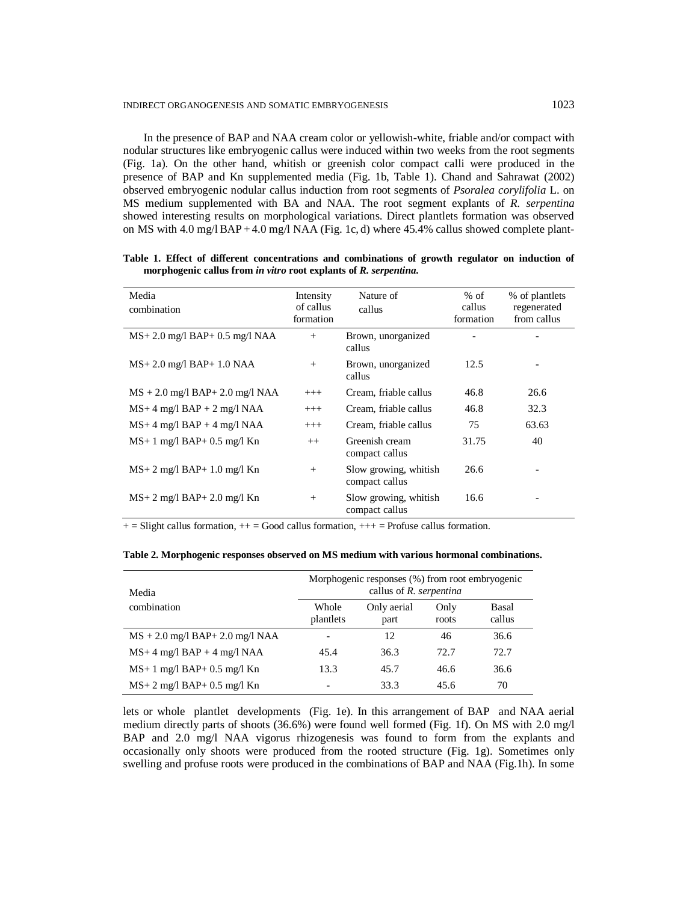In the presence of BAP and NAA cream color or yellowish-white, friable and/or compact with nodular structures like embryogenic callus were induced within two weeks from the root segments (Fig. 1a). On the other hand, whitish or greenish color compact calli were produced in the presence of BAP and Kn supplemented media (Fig. 1b, Table 1). Chand and Sahrawat (2002) observed embryogenic nodular callus induction from root segments of *Psoralea corylifolia* L. on MS medium supplemented with BA and NAA. The root segment explants of *R. serpentina* showed interesting results on morphological variations. Direct plantlets formation was observed on MS with 4.0 mg/l BAP + 4.0 mg/l NAA (Fig. 1c, d) where 45.4% callus showed complete plantlets or whole plantlet developments (Fig. 1e). In this arrangement of BAP and NAA aerial medium directly parts of shoots (36.6%) were found well formed (Fig. 1f). On MS with 2.0 mg/l BAP and 2.0 mg/l NAA vigorus rhizogenesis was found to form from the explants and occasionally only shoots were produced from the rooted structure (Fig. 1g). Sometimes only swelling and profuse roots were produced in the combinations of BAP and NAA (Fig.1h). In some

**Table 1. Effect of different concentrations and combinations of growth regulator on induction of morphogenic callus from *in vitro* root explants of *R. serpentina*.**

| Media combination | Intensity of callus formation | Nature of callus | % of callus formation | % of plantlets regenerated from callus |
|---|---|---|---|---|
| MS+ 2.0 mg/l BAP+ 0.5 mg/l NAA | + | Brown, unorganized callus | - | - |
| MS+ 2.0 mg/l BAP+ 1.0 NAA | + | Brown, unorganized callus | 12.5 | - |
| MS + 2.0 mg/l BAP+ 2.0 mg/l NAA | +++ | Cream, friable callus | 46.8 | 26.6 |
| MS+ 4 mg/l BAP + 2 mg/l NAA | +++ | Cream, friable callus | 46.8 | 32.3 |
| MS+ 4 mg/l BAP + 4 mg/l NAA | +++ | Cream, friable callus | 75 | 63.63 |
| MS+ 1 mg/l BAP+ 0.5 mg/l Kn | ++ | Greenish cream compact callus | 31.75 | 40 |
| MS+ 2 mg/l BAP+ 1.0 mg/l Kn | + | Slow growing, whitish compact callus | 26.6 | - |
| MS+ 2 mg/l BAP+ 2.0 mg/l Kn | + | Slow growing, whitish compact callus | 16.6 | - |

+ = Slight callus formation, ++ = Good callus formation, +++ = Profuse callus formation.

**Table 2. Morphogenic responses observed on MS medium with various hormonal combinations.**

| Media combination | Morphogenic responses (%) from root embryogenic callus of *R. serpentina* | | | |
|---|---|---|---|---|
| | Whole plantlets | Only aerial part | Only roots | Basal callus |
| MS + 2.0 mg/l BAP+ 2.0 mg/l NAA | - | 12 | 46 | 36.6 |
| MS+ 4 mg/l BAP + 4 mg/l NAA | 45.4 | 36.3 | 72.7 | 72.7 |
| MS+ 1 mg/l BAP+ 0.5 mg/l Kn | 13.3 | 45.7 | 46.6 | 36.6 |
| MS+ 2 mg/l BAP+ 0.5 mg/l Kn | - | 33.3 | 45.6 | 70 |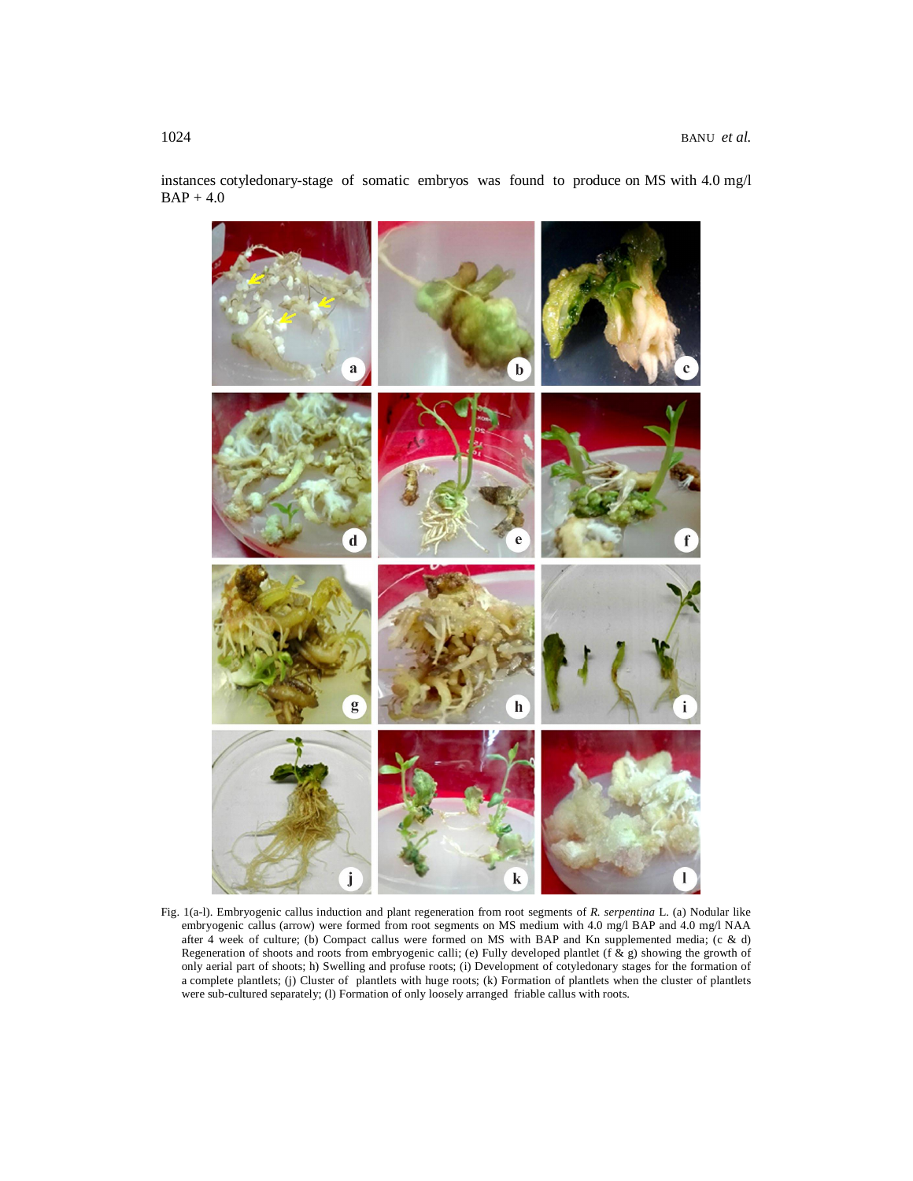instances cotyledonary-stage of somatic embryos was found to produce on MS with 4.0 mg/l BAP + 4.0

Fig. 1(a-l). Embryogenic callus induction and plant regeneration from root segments of *R. serpentina* L. (a) Nodular like embryogenic callus (arrow) were formed from root segments on MS medium with 4.0 mg/l BAP and 4.0 mg/l NAA after 4 week of culture; (b) Compact callus were formed on MS with BAP and Kn supplemented media; (c & d) Regeneration of shoots and roots from embryogenic calli; (e) Fully developed plantlet (f & g) showing the growth of only aerial part of shoots; h) Swelling and profuse roots; (i) Development of cotyledonary stages for the formation of a complete plantlets; (j) Cluster of plantlets with huge roots; (k) Formation of plantlets when the cluster of plantlets were sub-cultured separately; (l) Formation of only loosely arranged friable callus with roots.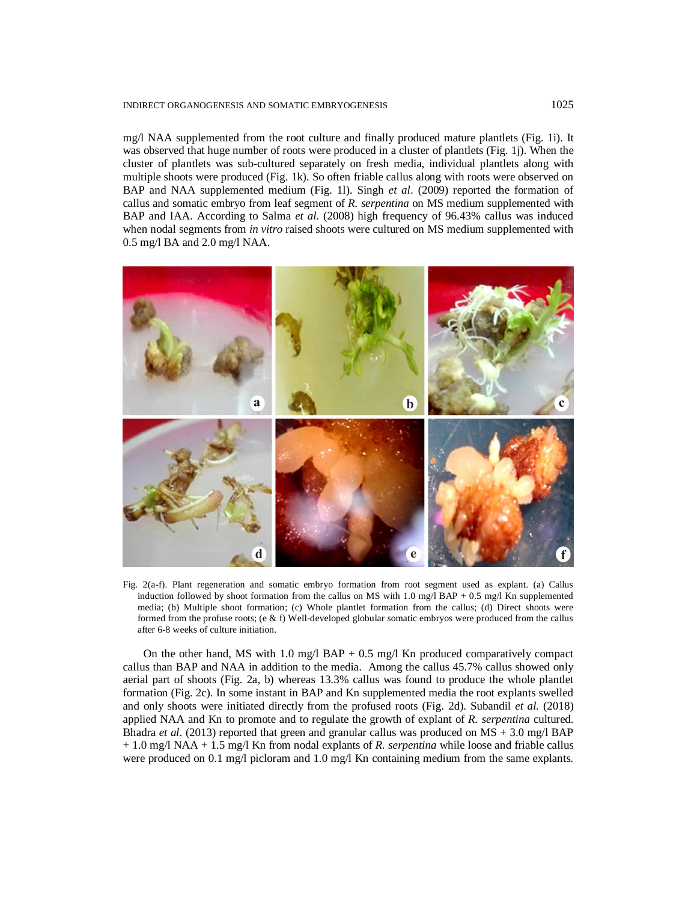mg/l NAA supplemented from the root culture and finally produced mature plantlets (Fig. 1i). It was observed that huge number of roots were produced in a cluster of plantlets (Fig. 1j). When the cluster of plantlets was sub-cultured separately on fresh media, individual plantlets along with multiple shoots were produced (Fig. 1k). So often friable callus along with roots were observed on BAP and NAA supplemented medium (Fig. 1l). Singh *et al*. (2009) reported the formation of callus and somatic embryo from leaf segment of *R. serpentina* on MS medium supplemented with BAP and IAA. According to Salma *et al*. (2008) high frequency of 96.43% callus was induced when nodal segments from *in vitro* raised shoots were cultured on MS medium supplemented with 0.5 mg/l BA and 2.0 mg/l NAA.

Fig. 2(a-f). Plant regeneration and somatic embryo formation from root segment used as explant. (a) Callus induction followed by shoot formation from the callus on MS with 1.0 mg/l BAP + 0.5 mg/l Kn supplemented media; (b) Multiple shoot formation; (c) Whole plantlet formation from the callus; (d) Direct shoots were formed from the profuse roots; (e & f) Well-developed globular somatic embryos were produced from the callus after 6-8 weeks of culture initiation.

On the other hand, MS with 1.0 mg/l BAP + 0.5 mg/l Kn produced comparatively compact callus than BAP and NAA in addition to the media. Among the callus 45.7% callus showed only aerial part of shoots (Fig. 2a, b) whereas 13.3% callus was found to produce the whole plantlet formation (Fig. 2c). In some instant in BAP and Kn supplemented media the root explants swelled and only shoots were initiated directly from the profused roots (Fig. 2d). Subandil *et al.* (2018) applied NAA and Kn to promote and to regulate the growth of explant of *R. serpentina* cultured. Bhadra *et al*. (2013) reported that green and granular callus was produced on MS + 3.0 mg/l BAP + 1.0 mg/l NAA + 1.5 mg/l Kn from nodal explants of *R. serpentina* while loose and friable callus were produced on 0.1 mg/l picloram and 1.0 mg/l Kn containing medium from the same explants.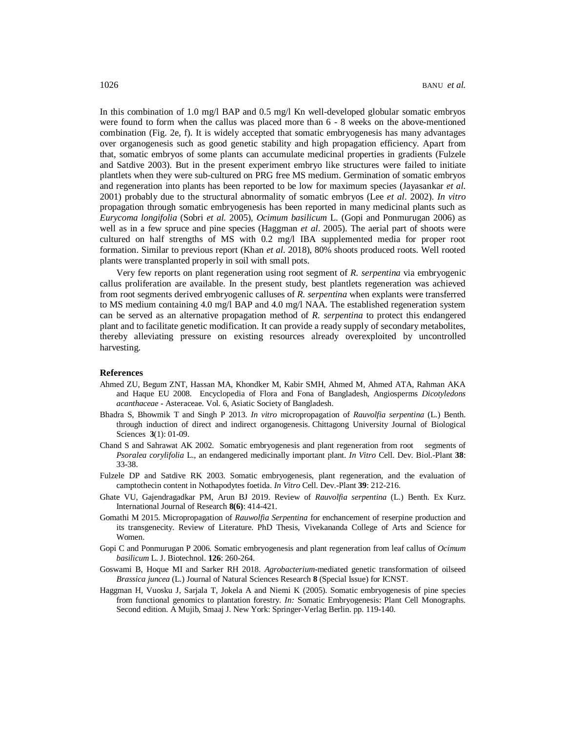In this combination of 1.0 mg/l BAP and 0.5 mg/l Kn well-developed globular somatic embryos were found to form when the callus was placed more than 6 - 8 weeks on the above-mentioned combination (Fig. 2e, f). It is widely accepted that somatic embryogenesis has many advantages over organogenesis such as good genetic stability and high propagation efficiency. Apart from that, somatic embryos of some plants can accumulate medicinal properties in gradients (Fulzele and Satdive 2003). But in the present experiment embryo like structures were failed to initiate plantlets when they were sub-cultured on PRG free MS medium. Germination of somatic embryos and regeneration into plants has been reported to be low for maximum species (Jayasankar *et al*. 2001) probably due to the structural abnormality of somatic embryos (Lee *et al*. 2002). *In vitro* propagation through somatic embryogenesis has been reported in many medicinal plants such as *Eurycoma longifolia* (Sobri *et al.* 2005), *Ocimum basilicum* L. (Gopi and Ponmurugan 2006) as well as in a few spruce and pine species (Haggman *et al*. 2005). The aerial part of shoots were cultured on half strengths of MS with 0.2 mg/l IBA supplemented media for proper root formation. Similar to previous report (Khan *et al*. 2018), 80% shoots produced roots. Well rooted plants were transplanted properly in soil with small pots.

Very few reports on plant regeneration using root segment of *R. serpentina* via embryogenic callus proliferation are available. In the present study, best plantlets regeneration was achieved from root segments derived embryogenic calluses of *R. serpentina* when explants were transferred to MS medium containing 4.0 mg/l BAP and 4.0 mg/l NAA. The established regeneration system can be served as an alternative propagation method of *R. serpentina* to protect this endangered plant and to facilitate genetic modification. It can provide a ready supply of secondary metabolites, thereby alleviating pressure on existing resources already overexploited by uncontrolled harvesting.

## References

Ahmed ZU, Begum ZNT, Hassan MA, Khondker M, Kabir SMH, Ahmed M, Ahmed ATA, Rahman AKA and Haque EU 2008. Encyclopedia of Flora and Fona of Bangladesh, Angiosperms *Dicotyledons acanthaceae* - Asteraceae. Vol. 6, Asiatic Society of Bangladesh.

Bhadra S, Bhowmik T and Singh P 2013. *In vitro* micropropagation of *Rauvolfia serpentina* (L.) Benth. through induction of direct and indirect organogenesis. Chittagong University Journal of Biological Sciences **3**(1): 01-09.

Chand S and Sahrawat AK 2002. Somatic embryogenesis and plant regeneration from root segments of *Psoralea corylifolia* L., an endangered medicinally important plant. *In Vitro* Cell. Dev. Biol.-Plant **38**: 33-38.

Fulzele DP and Satdive RK 2003. Somatic embryogenesis, plant regeneration, and the evaluation of camptothecin content in Nothapodytes foetida. *In Vitro* Cell. Dev.-Plant **39**: 212-216.

Ghate VU, Gajendragadkar PM, Arun BJ 2019. Review of *Rauvolfia serpentina* (L.) Benth. Ex Kurz. International Journal of Research **8(6)**: 414-421.

Gomathi M 2015. Micropropagation of *Rauwolfia Serpentina* for enchancement of reserpine production and its transgenecity. Review of Literature. PhD Thesis, Vivekananda College of Arts and Science for Women.

Gopi C and Ponmurugan P 2006. Somatic embryogenesis and plant regeneration from leaf callus of *Ocimum basilicum* L. J. Biotechnol. **126**: 260-264.

Goswami B, Hoque MI and Sarker RH 2018. *Agrobacterium*-mediated genetic transformation of oilseed *Brassica juncea* (L.) Journal of Natural Sciences Research **8** (Special Issue) for ICNST.

Haggman H, Vuosku J, Sarjala T, Jokela A and Niemi K (2005). Somatic embryogenesis of pine species from functional genomics to plantation forestry. *In:* Somatic Embryogenesis: Plant Cell Monographs. Second edition. A Mujib, Smaaj J. New York: Springer-Verlag Berlin. pp. 119-140.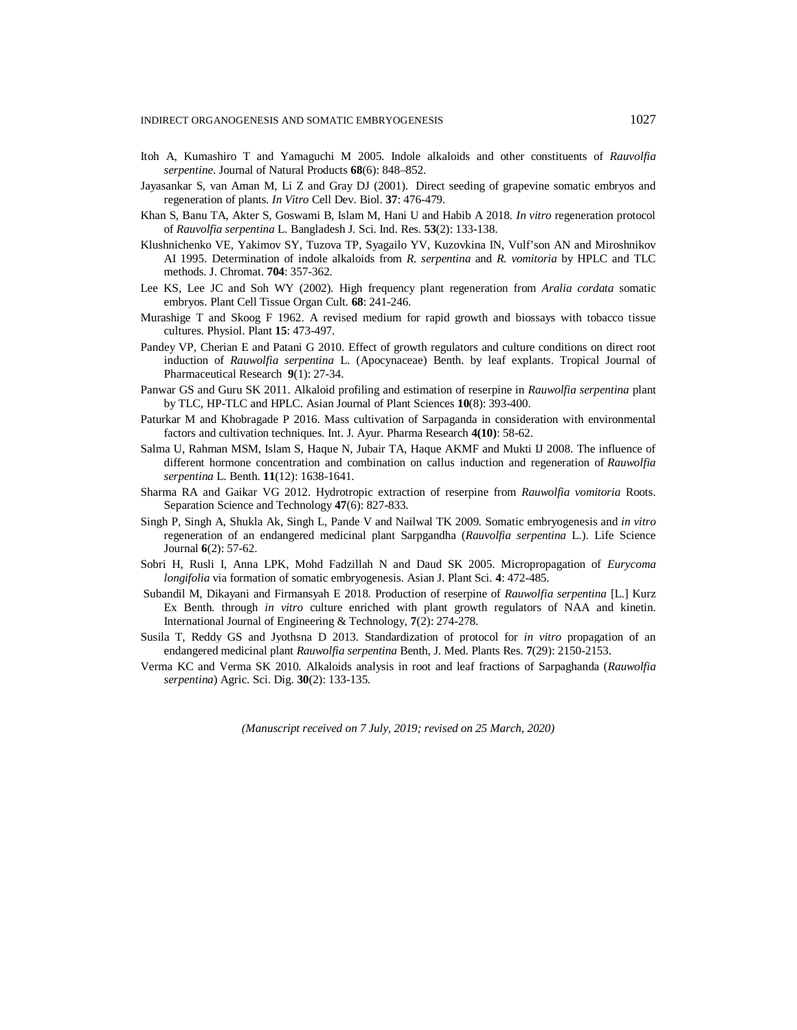Itoh A, Kumashiro T and Yamaguchi M 2005. Indole alkaloids and other constituents of *Rauvolfia serpentine*. Journal of Natural Products **68**(6): 848–852.

Jayasankar S, van Aman M, Li Z and Gray DJ (2001). Direct seeding of grapevine somatic embryos and regeneration of plants. *In Vitro* Cell Dev. Biol. **37**: 476-479.

Khan S, Banu TA, Akter S, Goswami B, Islam M, Hani U and Habib A 2018. *In vitro* regeneration protocol of *Rauvolfia serpentina* L. Bangladesh J. Sci. Ind. Res. **53**(2): 133-138.

Klushnichenko VE, Yakimov SY, Tuzova TP, Syagailo YV, Kuzovkina IN, Vulf'son AN and Miroshnikov AI 1995. Determination of indole alkaloids from *R. serpentina* and *R. vomitoria* by HPLC and TLC methods. J. Chromat. **704**: 357-362.

Lee KS, Lee JC and Soh WY (2002). High frequency plant regeneration from *Aralia cordata* somatic embryos. Plant Cell Tissue Organ Cult. **68**: 241-246.

Murashige T and Skoog F 1962. A revised medium for rapid growth and biossays with tobacco tissue cultures. Physiol. Plant **15**: 473-497.

Pandey VP, Cherian E and Patani G 2010. Effect of growth regulators and culture conditions on direct root induction of *Rauwolfia serpentina* L. (Apocynaceae) Benth. by leaf explants. Tropical Journal of Pharmaceutical Research **9**(1): 27-34.

Panwar GS and Guru SK 2011. Alkaloid profiling and estimation of reserpine in *Rauwolfia serpentina* plant by TLC, HP-TLC and HPLC. Asian Journal of Plant Sciences **10**(8): 393-400.

Paturkar M and Khobragade P 2016. Mass cultivation of Sarpaganda in consideration with environmental factors and cultivation techniques. Int. J. Ayur. Pharma Research **4(10)**: 58-62.

Salma U, Rahman MSM, Islam S, Haque N, Jubair TA, Haque AKMF and Mukti IJ 2008. The influence of different hormone concentration and combination on callus induction and regeneration of *Rauwolfia serpentina* L. Benth. **11**(12): 1638-1641.

Sharma RA and Gaikar VG 2012. Hydrotropic extraction of reserpine from *Rauwolfia vomitoria* Roots. Separation Science and Technology **47**(6): 827-833.

Singh P, Singh A, Shukla Ak, Singh L, Pande V and Nailwal TK 2009. Somatic embryogenesis and *in vitro* regeneration of an endangered medicinal plant Sarpgandha (*Rauvolfia serpentina* L.). Life Science Journal **6**(2): 57-62.

Sobri H, Rusli I, Anna LPK, Mohd Fadzillah N and Daud SK 2005. Micropropagation of *Eurycoma longifolia* via formation of somatic embryogenesis. Asian J. Plant Sci. **4**: 472-485.

Subandil M, Dikayani and Firmansyah E 2018. Production of reserpine of *Rauwolfia serpentina* [L.] Kurz Ex Benth. through *in vitro* culture enriched with plant growth regulators of NAA and kinetin. International Journal of Engineering & Technology, **7**(2): 274-278.

Susila T, Reddy GS and Jyothsna D 2013. Standardization of protocol for *in vitro* propagation of an endangered medicinal plant *Rauwolfia serpentina* Benth, J. Med. Plants Res. **7**(29): 2150-2153.

Verma KC and Verma SK 2010. Alkaloids analysis in root and leaf fractions of Sarpaghanda (*Rauwolfia serpentina*) Agric. Sci. Dig. **30**(2): 133-135.

*(Manuscript received on 7 July, 2019; revised on 25 March, 2020)*